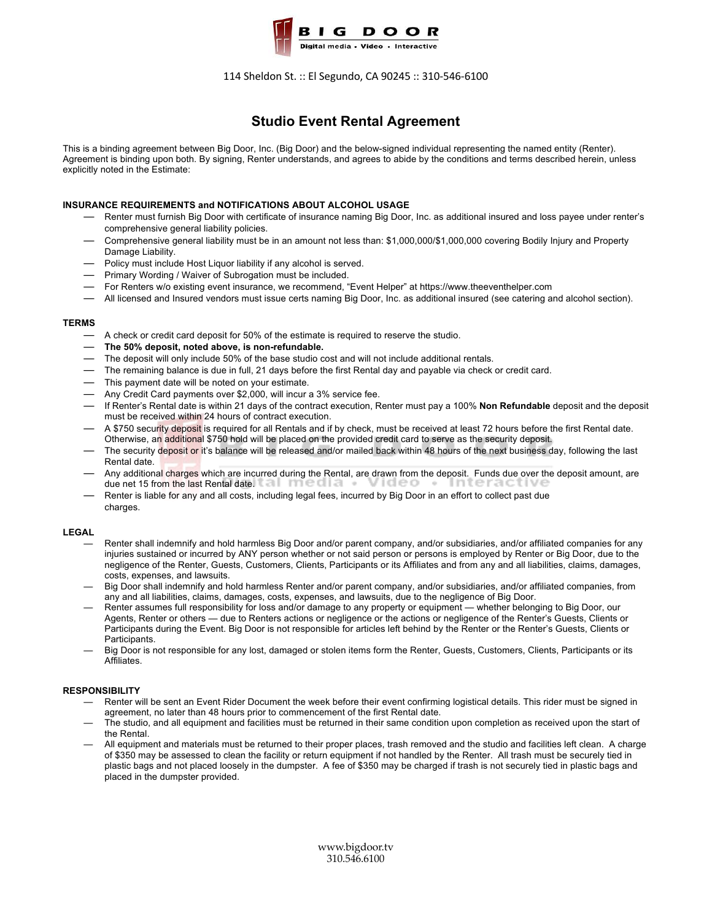**BIG DOOR**
Digital media • Video • Interactive

114 Sheldon St. :: El Segundo, CA 90245 :: 310-546-6100

# Studio Event Rental Agreement

This is a binding agreement between Big Door, Inc. (Big Door) and the below-signed individual representing the named entity (Renter). Agreement is binding upon both. By signing, Renter understands, and agrees to abide by the conditions and terms described herein, unless explicitly noted in the Estimate:

**INSURANCE REQUIREMENTS and NOTIFICATIONS ABOUT ALCOHOL USAGE**

- Renter must furnish Big Door with certificate of insurance naming Big Door, Inc. as additional insured and loss payee under renter's comprehensive general liability policies.
- Comprehensive general liability must be in an amount not less than: $1,000,000/$1,000,000 covering Bodily Injury and Property Damage Liability.
- Policy must include Host Liquor liability if any alcohol is served.
- Primary Wording / Waiver of Subrogation must be included.
- For Renters w/o existing event insurance, we recommend, "Event Helper" at https://www.theeventhelper.com
- All licensed and Insured vendors must issue certs naming Big Door, Inc. as additional insured (see catering and alcohol section).

**TERMS**

- A check or credit card deposit for 50% of the estimate is required to reserve the studio.
- **The 50% deposit, noted above, is non-refundable.**
- The deposit will only include 50% of the base studio cost and will not include additional rentals.
- The remaining balance is due in full, 21 days before the first Rental day and payable via check or credit card.
- This payment date will be noted on your estimate.
- Any Credit Card payments over $2,000, will incur a 3% service fee.
- If Renter's Rental date is within 21 days of the contract execution, Renter must pay a 100% **Non Refundable** deposit and the deposit must be received within 24 hours of contract execution.
- A $750 security deposit is required for all Rentals and if by check, must be received at least 72 hours before the first Rental date. Otherwise, an additional $750 hold will be placed on the provided credit card to serve as the security deposit.
- The security deposit or it's balance will be released and/or mailed back within 48 hours of the next business day, following the last Rental date.
- Any additional charges which are incurred during the Rental, are drawn from the deposit. Funds due over the deposit amount, are due net 15 from the last Rental date.
- Renter is liable for any and all costs, including legal fees, incurred by Big Door in an effort to collect past due charges.

**LEGAL**

- Renter shall indemnify and hold harmless Big Door and/or parent company, and/or subsidiaries, and/or affiliated companies for any injuries sustained or incurred by ANY person whether or not said person or persons is employed by Renter or Big Door, due to the negligence of the Renter, Guests, Customers, Clients, Participants or its Affiliates and from any and all liabilities, claims, damages, costs, expenses, and lawsuits.
- Big Door shall indemnify and hold harmless Renter and/or parent company, and/or subsidiaries, and/or affiliated companies, from any and all liabilities, claims, damages, costs, expenses, and lawsuits, due to the negligence of Big Door.
- Renter assumes full responsibility for loss and/or damage to any property or equipment — whether belonging to Big Door, our Agents, Renter or others — due to Renters actions or negligence or the actions or negligence of the Renter's Guests, Clients or Participants during the Event. Big Door is not responsible for articles left behind by the Renter or the Renter's Guests, Clients or Participants.
- Big Door is not responsible for any lost, damaged or stolen items form the Renter, Guests, Customers, Clients, Participants or its Affiliates.

**RESPONSIBILITY**

- Renter will be sent an Event Rider Document the week before their event confirming logistical details. This rider must be signed in agreement, no later than 48 hours prior to commencement of the first Rental date.
- The studio, and all equipment and facilities must be returned in their same condition upon completion as received upon the start of the Rental.
- All equipment and materials must be returned to their proper places, trash removed and the studio and facilities left clean. A charge of $350 may be assessed to clean the facility or return equipment if not handled by the Renter. All trash must be securely tied in plastic bags and not placed loosely in the dumpster. A fee of $350 may be charged if trash is not securely tied in plastic bags and placed in the dumpster provided.

www.bigdoor.tv
310.546.6100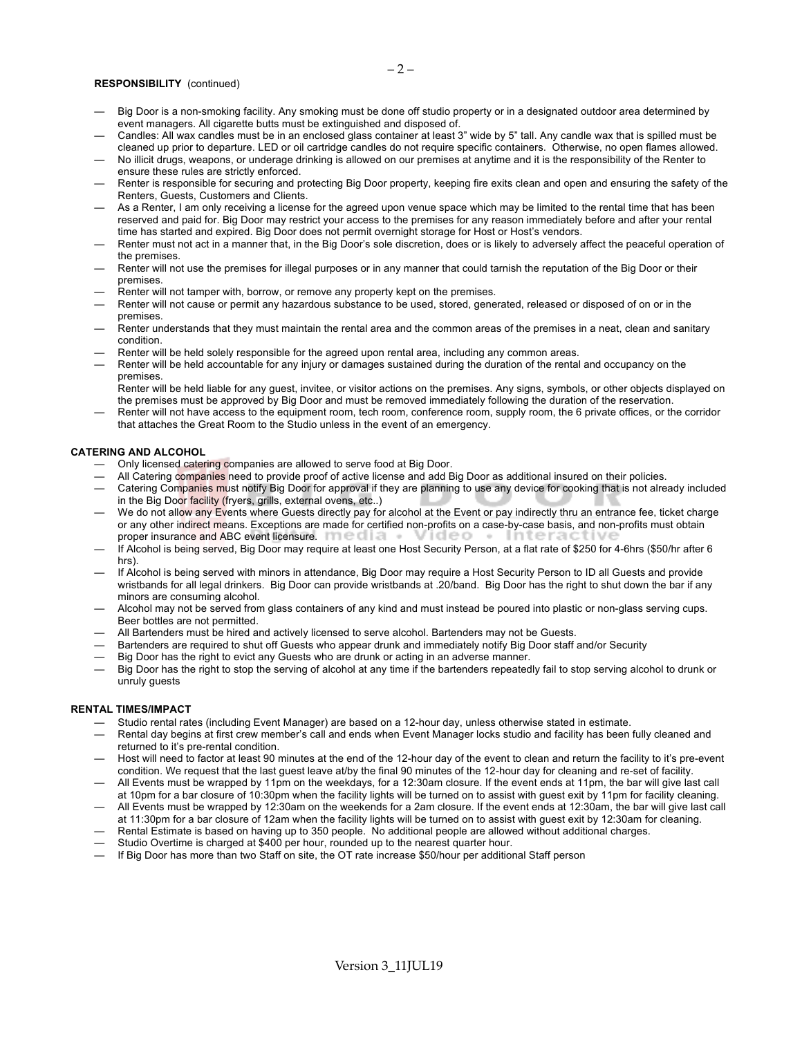**RESPONSIBILITY** (continued)

- Big Door is a non-smoking facility. Any smoking must be done off studio property or in a designated outdoor area determined by event managers. All cigarette butts must be extinguished and disposed of.
- Candles: All wax candles must be in an enclosed glass container at least 3" wide by 5" tall. Any candle wax that is spilled must be cleaned up prior to departure. LED or oil cartridge candles do not require specific containers. Otherwise, no open flames allowed.
- No illicit drugs, weapons, or underage drinking is allowed on our premises at anytime and it is the responsibility of the Renter to ensure these rules are strictly enforced.
- Renter is responsible for securing and protecting Big Door property, keeping fire exits clean and open and ensuring the safety of the Renters, Guests, Customers and Clients.
- As a Renter, I am only receiving a license for the agreed upon venue space which may be limited to the rental time that has been reserved and paid for. Big Door may restrict your access to the premises for any reason immediately before and after your rental time has started and expired. Big Door does not permit overnight storage for Host or Host's vendors.
- Renter must not act in a manner that, in the Big Door's sole discretion, does or is likely to adversely affect the peaceful operation of the premises.
- Renter will not use the premises for illegal purposes or in any manner that could tarnish the reputation of the Big Door or their premises.
- Renter will not tamper with, borrow, or remove any property kept on the premises.
- Renter will not cause or permit any hazardous substance to be used, stored, generated, released or disposed of on or in the premises.
- Renter understands that they must maintain the rental area and the common areas of the premises in a neat, clean and sanitary condition.
- Renter will be held solely responsible for the agreed upon rental area, including any common areas.
- Renter will be held accountable for any injury or damages sustained during the duration of the rental and occupancy on the premises.
  Renter will be held liable for any guest, invitee, or visitor actions on the premises. Any signs, symbols, or other objects displayed on the premises must be approved by Big Door and must be removed immediately following the duration of the reservation.
- Renter will not have access to the equipment room, tech room, conference room, supply room, the 6 private offices, or the corridor that attaches the Great Room to the Studio unless in the event of an emergency.

**CATERING AND ALCOHOL**

- Only licensed catering companies are allowed to serve food at Big Door.
- All Catering companies need to provide proof of active license and add Big Door as additional insured on their policies.
- Catering Companies must notify Big Door for approval if they are planning to use any device for cooking that is not already included in the Big Door facility (fryers, grills, external ovens, etc..)
- We do not allow any Events where Guests directly pay for alcohol at the Event or pay indirectly thru an entrance fee, ticket charge or any other indirect means. Exceptions are made for certified non-profits on a case-by-case basis, and non-profits must obtain proper insurance and ABC event licensure.
- If Alcohol is being served, Big Door may require at least one Host Security Person, at a flat rate of $250 for 4-6hrs ($50/hr after 6 hrs).
- If Alcohol is being served with minors in attendance, Big Door may require a Host Security Person to ID all Guests and provide wristbands for all legal drinkers. Big Door can provide wristbands at .20/band. Big Door has the right to shut down the bar if any minors are consuming alcohol.
- Alcohol may not be served from glass containers of any kind and must instead be poured into plastic or non-glass serving cups. Beer bottles are not permitted.
- All Bartenders must be hired and actively licensed to serve alcohol. Bartenders may not be Guests.
- Bartenders are required to shut off Guests who appear drunk and immediately notify Big Door staff and/or Security
- Big Door has the right to evict any Guests who are drunk or acting in an adverse manner.
- Big Door has the right to stop the serving of alcohol at any time if the bartenders repeatedly fail to stop serving alcohol to drunk or unruly guests

**RENTAL TIMES/IMPACT**

- Studio rental rates (including Event Manager) are based on a 12-hour day, unless otherwise stated in estimate.
- Rental day begins at first crew member's call and ends when Event Manager locks studio and facility has been fully cleaned and returned to it's pre-rental condition.
- Host will need to factor at least 90 minutes at the end of the 12-hour day of the event to clean and return the facility to it's pre-event condition. We request that the last guest leave at/by the final 90 minutes of the 12-hour day for cleaning and re-set of facility.
- All Events must be wrapped by 11pm on the weekdays, for a 12:30am closure. If the event ends at 11pm, the bar will give last call at 10pm for a bar closure of 10:30pm when the facility lights will be turned on to assist with guest exit by 11pm for facility cleaning.
- All Events must be wrapped by 12:30am on the weekends for a 2am closure. If the event ends at 12:30am, the bar will give last call at 11:30pm for a bar closure of 12am when the facility lights will be turned on to assist with guest exit by 12:30am for cleaning.
- Rental Estimate is based on having up to 350 people. No additional people are allowed without additional charges.
- Studio Overtime is charged at $400 per hour, rounded up to the nearest quarter hour.
- If Big Door has more than two Staff on site, the OT rate increase $50/hour per additional Staff person

Version 3_11JUL19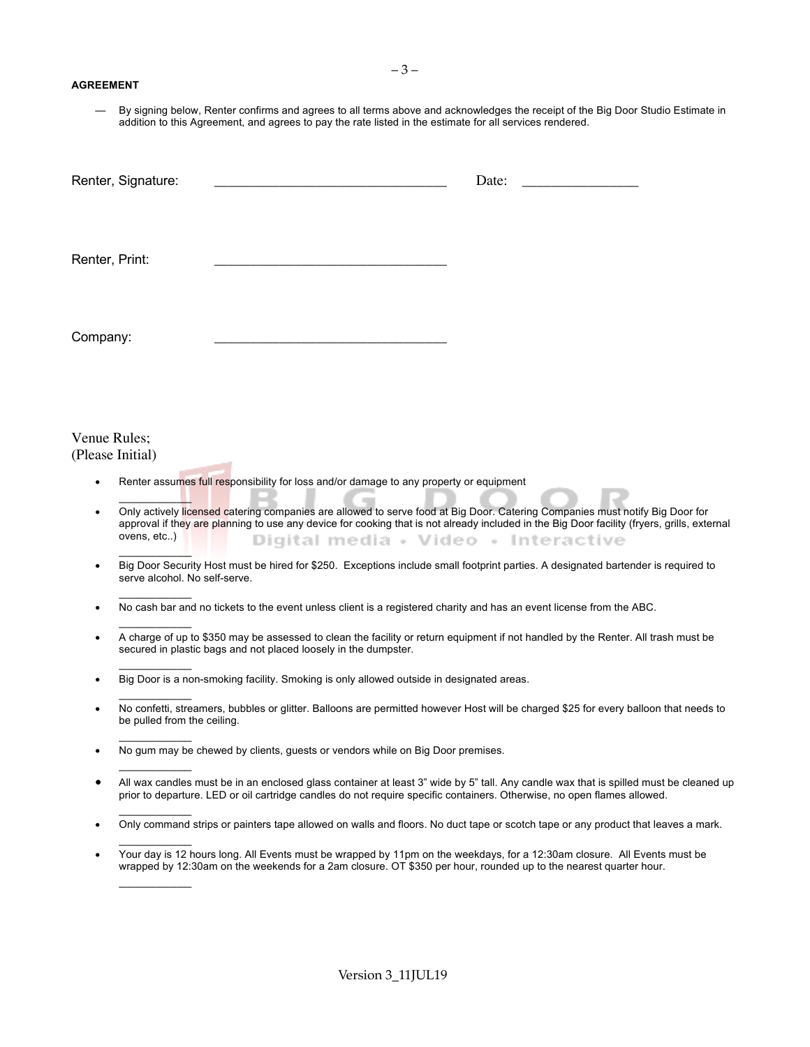**AGREEMENT**

— By signing below, Renter confirms and agrees to all terms above and acknowledges the receipt of the Big Door Studio Estimate in addition to this Agreement, and agrees to pay the rate listed in the estimate for all services rendered.

Renter, Signature: ________________________________ Date: ________________

Renter, Print: ________________________________

Company: ________________________________

Venue Rules;
(Please Initial)

- Renter assumes full responsibility for loss and/or damage to any property or equipment
  ____________
- Only actively licensed catering companies are allowed to serve food at Big Door. Catering Companies must notify Big Door for approval if they are planning to use any device for cooking that is not already included in the Big Door facility (fryers, grills, external ovens, etc..)
  ____________
- Big Door Security Host must be hired for $250. Exceptions include small footprint parties. A designated bartender is required to serve alcohol. No self-serve.
  ____________
- No cash bar and no tickets to the event unless client is a registered charity and has an event license from the ABC.
  ____________
- A charge of up to $350 may be assessed to clean the facility or return equipment if not handled by the Renter. All trash must be secured in plastic bags and not placed loosely in the dumpster.
  ____________
- Big Door is a non-smoking facility. Smoking is only allowed outside in designated areas.
  ____________
- No confetti, streamers, bubbles or glitter. Balloons are permitted however Host will be charged $25 for every balloon that needs to be pulled from the ceiling.
  ____________
- No gum may be chewed by clients, guests or vendors while on Big Door premises.
  ____________
- All wax candles must be in an enclosed glass container at least 3" wide by 5" tall. Any candle wax that is spilled must be cleaned up prior to departure. LED or oil cartridge candles do not require specific containers. Otherwise, no open flames allowed.
  ____________
- Only command strips or painters tape allowed on walls and floors. No duct tape or scotch tape or any product that leaves a mark.
  ____________
- Your day is 12 hours long. All Events must be wrapped by 11pm on the weekdays, for a 12:30am closure. All Events must be wrapped by 12:30am on the weekends for a 2am closure. OT $350 per hour, rounded up to the nearest quarter hour.
  ____________

Version 3_11JUL19